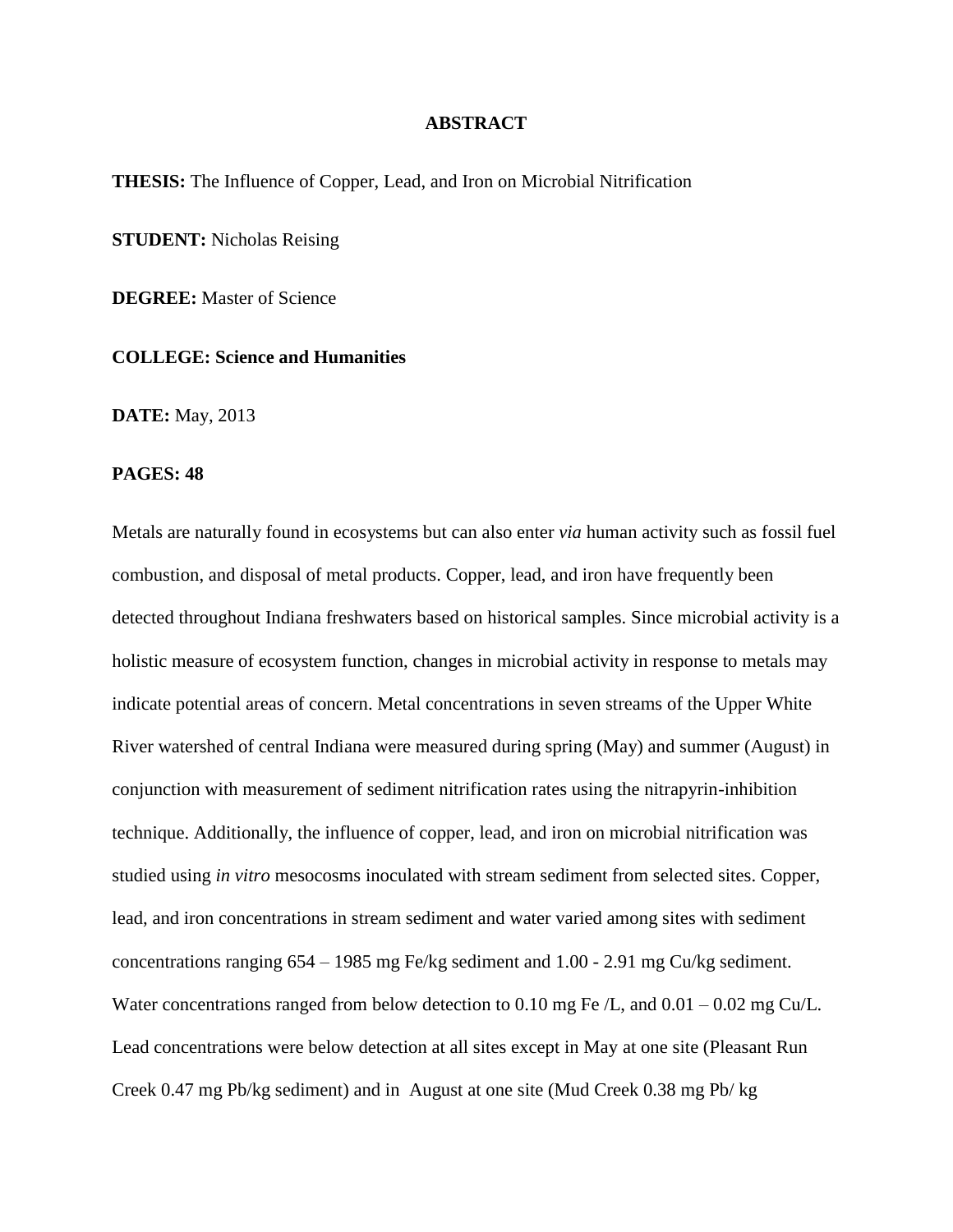# ABSTRACT

**THESIS:** The Influence of Copper, Lead, and Iron on Microbial Nitrification

**STUDENT:** Nicholas Reising

**DEGREE:** Master of Science

**COLLEGE: Science and Humanities**

**DATE:** May, 2013

**PAGES: 48**

Metals are naturally found in ecosystems but can also enter *via* human activity such as fossil fuel combustion, and disposal of metal products. Copper, lead, and iron have frequently been detected throughout Indiana freshwaters based on historical samples. Since microbial activity is a holistic measure of ecosystem function, changes in microbial activity in response to metals may indicate potential areas of concern. Metal concentrations in seven streams of the Upper White River watershed of central Indiana were measured during spring (May) and summer (August) in conjunction with measurement of sediment nitrification rates using the nitrapyrin-inhibition technique. Additionally, the influence of copper, lead, and iron on microbial nitrification was studied using *in vitro* mesocosms inoculated with stream sediment from selected sites. Copper, lead, and iron concentrations in stream sediment and water varied among sites with sediment concentrations ranging 654 – 1985 mg Fe/kg sediment and 1.00 - 2.91 mg Cu/kg sediment. Water concentrations ranged from below detection to 0.10 mg Fe /L, and 0.01 – 0.02 mg Cu/L. Lead concentrations were below detection at all sites except in May at one site (Pleasant Run Creek 0.47 mg Pb/kg sediment) and in August at one site (Mud Creek 0.38 mg Pb/ kg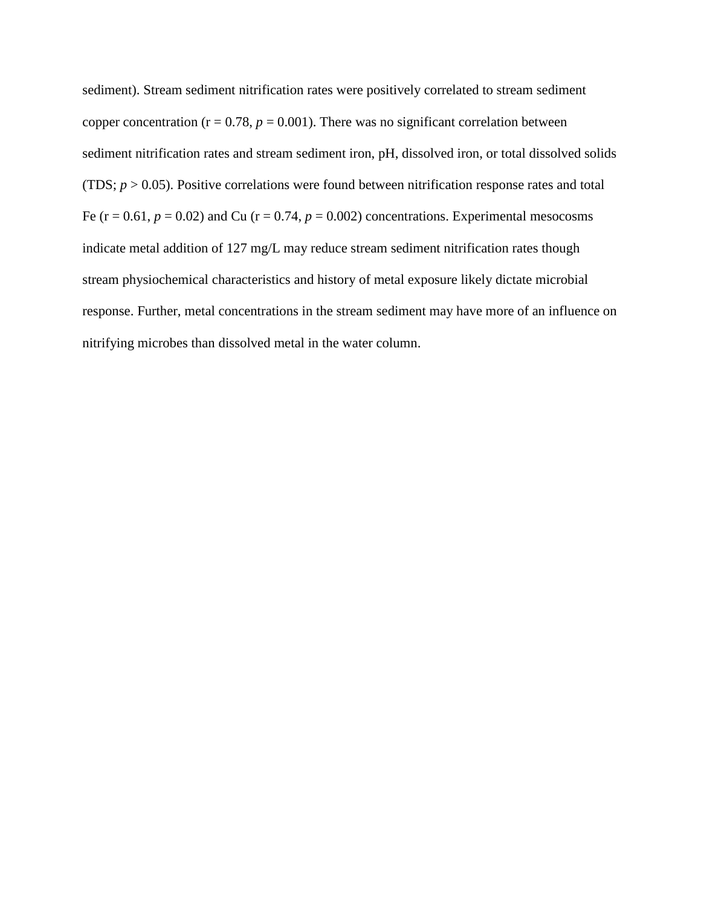sediment). Stream sediment nitrification rates were positively correlated to stream sediment copper concentration ($r = 0.78$, $p = 0.001$). There was no significant correlation between sediment nitrification rates and stream sediment iron, pH, dissolved iron, or total dissolved solids (TDS; $p > 0.05$). Positive correlations were found between nitrification response rates and total Fe ($r = 0.61$, $p = 0.02$) and Cu ($r = 0.74$, $p = 0.002$) concentrations. Experimental mesocosms indicate metal addition of 127 mg/L may reduce stream sediment nitrification rates though stream physiochemical characteristics and history of metal exposure likely dictate microbial response. Further, metal concentrations in the stream sediment may have more of an influence on nitrifying microbes than dissolved metal in the water column.